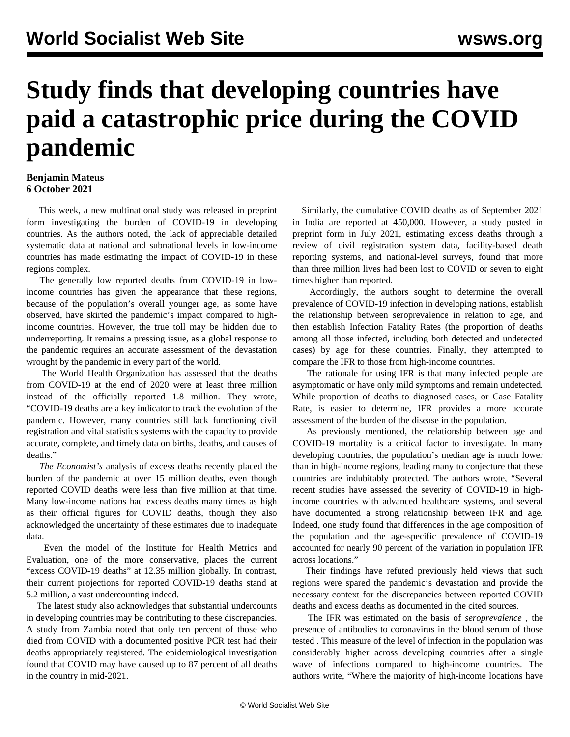# Study finds that developing countries have paid a catastrophic price during the COVID pandemic

**Benjamin Mateus**
**6 October 2021**

This week, a new multinational study was released in preprint form investigating the burden of COVID-19 in developing countries. As the authors noted, the lack of appreciable detailed systematic data at national and subnational levels in low-income countries has made estimating the impact of COVID-19 in these regions complex.

The generally low reported deaths from COVID-19 in low-income countries has given the appearance that these regions, because of the population's overall younger age, as some have observed, have skirted the pandemic's impact compared to high-income countries. However, the true toll may be hidden due to underreporting. It remains a pressing issue, as a global response to the pandemic requires an accurate assessment of the devastation wrought by the pandemic in every part of the world.

The World Health Organization has assessed that the deaths from COVID-19 at the end of 2020 were at least three million instead of the officially reported 1.8 million. They wrote, "COVID-19 deaths are a key indicator to track the evolution of the pandemic. However, many countries still lack functioning civil registration and vital statistics systems with the capacity to provide accurate, complete, and timely data on births, deaths, and causes of deaths."

*The Economist's* analysis of excess deaths recently placed the burden of the pandemic at over 15 million deaths, even though reported COVID deaths were less than five million at that time. Many low-income nations had excess deaths many times as high as their official figures for COVID deaths, though they also acknowledged the uncertainty of these estimates due to inadequate data.

Even the model of the Institute for Health Metrics and Evaluation, one of the more conservative, places the current "excess COVID-19 deaths" at 12.35 million globally. In contrast, their current projections for reported COVID-19 deaths stand at 5.2 million, a vast undercounting indeed.

The latest study also acknowledges that substantial undercounts in developing countries may be contributing to these discrepancies. A study from Zambia noted that only ten percent of those who died from COVID with a documented positive PCR test had their deaths appropriately registered. The epidemiological investigation found that COVID may have caused up to 87 percent of all deaths in the country in mid-2021.

Similarly, the cumulative COVID deaths as of September 2021 in India are reported at 450,000. However, a study posted in preprint form in July 2021, estimating excess deaths through a review of civil registration system data, facility-based death reporting systems, and national-level surveys, found that more than three million lives had been lost to COVID or seven to eight times higher than reported.

Accordingly, the authors sought to determine the overall prevalence of COVID-19 infection in developing nations, establish the relationship between seroprevalence in relation to age, and then establish Infection Fatality Rates (the proportion of deaths among all those infected, including both detected and undetected cases) by age for these countries. Finally, they attempted to compare the IFR to those from high-income countries.

The rationale for using IFR is that many infected people are asymptomatic or have only mild symptoms and remain undetected. While proportion of deaths to diagnosed cases, or Case Fatality Rate, is easier to determine, IFR provides a more accurate assessment of the burden of the disease in the population.

As previously mentioned, the relationship between age and COVID-19 mortality is a critical factor to investigate. In many developing countries, the population's median age is much lower than in high-income regions, leading many to conjecture that these countries are indubitably protected. The authors wrote, "Several recent studies have assessed the severity of COVID-19 in high-income countries with advanced healthcare systems, and several have documented a strong relationship between IFR and age. Indeed, one study found that differences in the age composition of the population and the age-specific prevalence of COVID-19 accounted for nearly 90 percent of the variation in population IFR across locations."

Their findings have refuted previously held views that such regions were spared the pandemic's devastation and provide the necessary context for the discrepancies between reported COVID deaths and excess deaths as documented in the cited sources.

The IFR was estimated on the basis of *seroprevalence* , the presence of antibodies to coronavirus in the blood serum of those tested . This measure of the level of infection in the population was considerably higher across developing countries after a single wave of infections compared to high-income countries. The authors write, "Where the majority of high-income locations have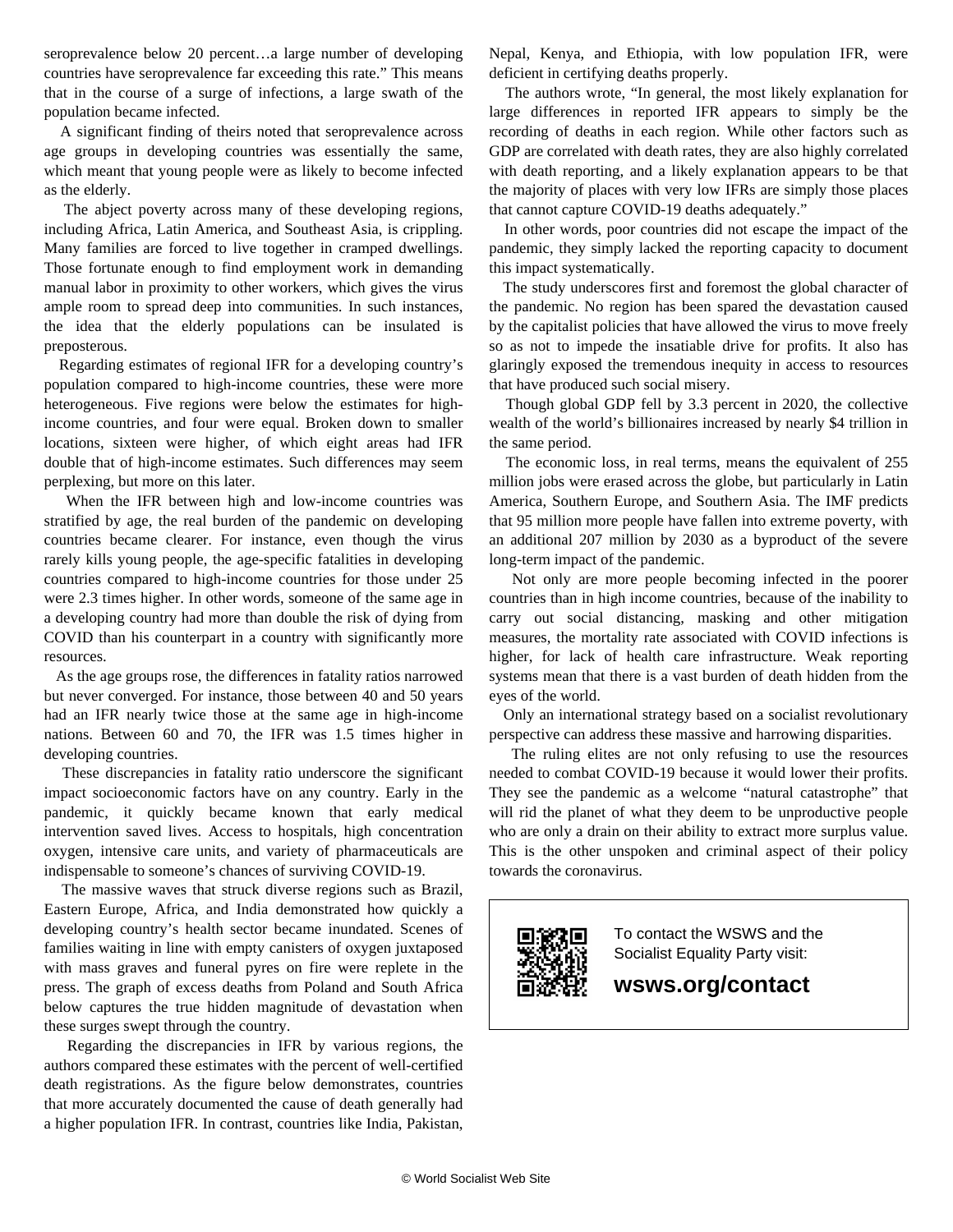seroprevalence below 20 percent…a large number of developing countries have seroprevalence far exceeding this rate." This means that in the course of a surge of infections, a large swath of the population became infected.

A significant finding of theirs noted that seroprevalence across age groups in developing countries was essentially the same, which meant that young people were as likely to become infected as the elderly.

The abject poverty across many of these developing regions, including Africa, Latin America, and Southeast Asia, is crippling. Many families are forced to live together in cramped dwellings. Those fortunate enough to find employment work in demanding manual labor in proximity to other workers, which gives the virus ample room to spread deep into communities. In such instances, the idea that the elderly populations can be insulated is preposterous.

Regarding estimates of regional IFR for a developing country's population compared to high-income countries, these were more heterogeneous. Five regions were below the estimates for high-income countries, and four were equal. Broken down to smaller locations, sixteen were higher, of which eight areas had IFR double that of high-income estimates. Such differences may seem perplexing, but more on this later.

When the IFR between high and low-income countries was stratified by age, the real burden of the pandemic on developing countries became clearer. For instance, even though the virus rarely kills young people, the age-specific fatalities in developing countries compared to high-income countries for those under 25 were 2.3 times higher. In other words, someone of the same age in a developing country had more than double the risk of dying from COVID than his counterpart in a country with significantly more resources.

As the age groups rose, the differences in fatality ratios narrowed but never converged. For instance, those between 40 and 50 years had an IFR nearly twice those at the same age in high-income nations. Between 60 and 70, the IFR was 1.5 times higher in developing countries.

These discrepancies in fatality ratio underscore the significant impact socioeconomic factors have on any country. Early in the pandemic, it quickly became known that early medical intervention saved lives. Access to hospitals, high concentration oxygen, intensive care units, and variety of pharmaceuticals are indispensable to someone's chances of surviving COVID-19.

The massive waves that struck diverse regions such as Brazil, Eastern Europe, Africa, and India demonstrated how quickly a developing country's health sector became inundated. Scenes of families waiting in line with empty canisters of oxygen juxtaposed with mass graves and funeral pyres on fire were replete in the press. The graph of excess deaths from Poland and South Africa below captures the true hidden magnitude of devastation when these surges swept through the country.

Regarding the discrepancies in IFR by various regions, the authors compared these estimates with the percent of well-certified death registrations. As the figure below demonstrates, countries that more accurately documented the cause of death generally had a higher population IFR. In contrast, countries like India, Pakistan, Nepal, Kenya, and Ethiopia, with low population IFR, were deficient in certifying deaths properly.

The authors wrote, "In general, the most likely explanation for large differences in reported IFR appears to simply be the recording of deaths in each region. While other factors such as GDP are correlated with death rates, they are also highly correlated with death reporting, and a likely explanation appears to be that the majority of places with very low IFRs are simply those places that cannot capture COVID-19 deaths adequately."

In other words, poor countries did not escape the impact of the pandemic, they simply lacked the reporting capacity to document this impact systematically.

The study underscores first and foremost the global character of the pandemic. No region has been spared the devastation caused by the capitalist policies that have allowed the virus to move freely so as not to impede the insatiable drive for profits. It also has glaringly exposed the tremendous inequity in access to resources that have produced such social misery.

Though global GDP fell by 3.3 percent in 2020, the collective wealth of the world's billionaires increased by nearly $4 trillion in the same period.

The economic loss, in real terms, means the equivalent of 255 million jobs were erased across the globe, but particularly in Latin America, Southern Europe, and Southern Asia. The IMF predicts that 95 million more people have fallen into extreme poverty, with an additional 207 million by 2030 as a byproduct of the severe long-term impact of the pandemic.

Not only are more people becoming infected in the poorer countries than in high income countries, because of the inability to carry out social distancing, masking and other mitigation measures, the mortality rate associated with COVID infections is higher, for lack of health care infrastructure. Weak reporting systems mean that there is a vast burden of death hidden from the eyes of the world.

Only an international strategy based on a socialist revolutionary perspective can address these massive and harrowing disparities.

The ruling elites are not only refusing to use the resources needed to combat COVID-19 because it would lower their profits. They see the pandemic as a welcome "natural catastrophe" that will rid the planet of what they deem to be unproductive people who are only a drain on their ability to extract more surplus value. This is the other unspoken and criminal aspect of their policy towards the coronavirus.

To contact the WSWS and the Socialist Equality Party visit:

**wsws.org/contact**